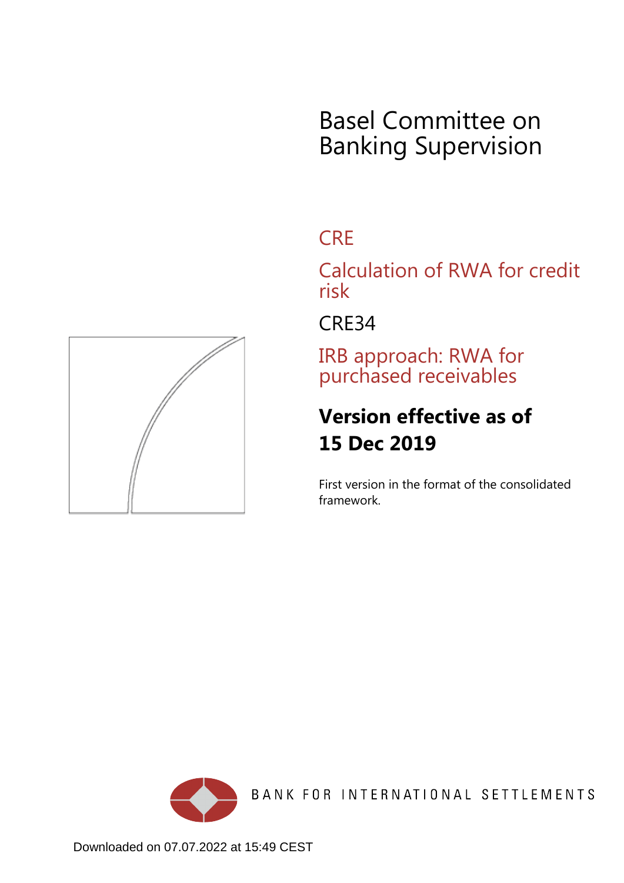# Basel Committee on Banking Supervision

## CRE

## Calculation of RWA for credit risk

## CRE34

## IRB approach: RWA for purchased receivables

**Version effective as of 15 Dec 2019**

First version in the format of the consolidated framework.

BANK FOR INTERNATIONAL SETTLEMENTS

Downloaded on 07.07.2022 at 15:49 CEST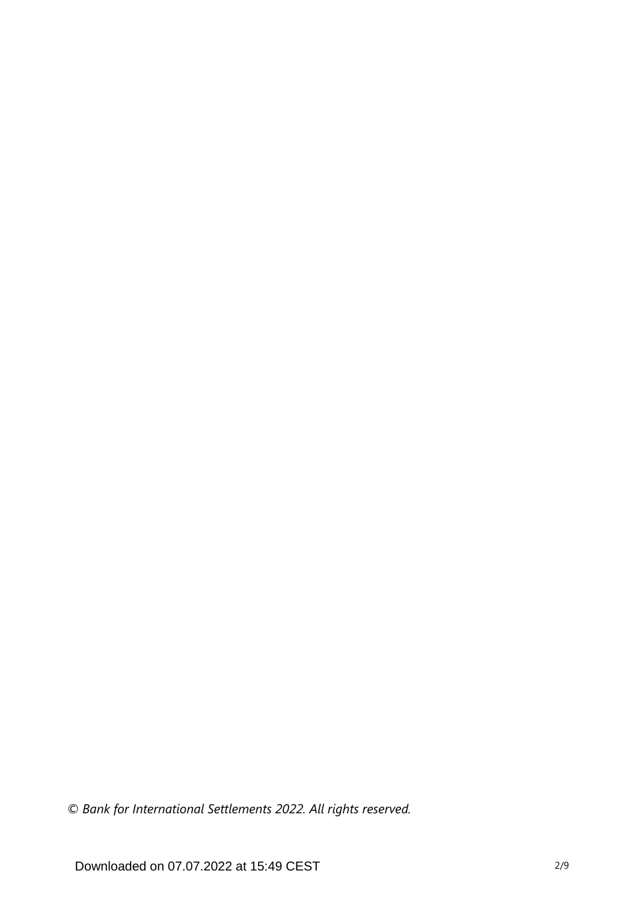*© Bank for International Settlements 2022. All rights reserved.*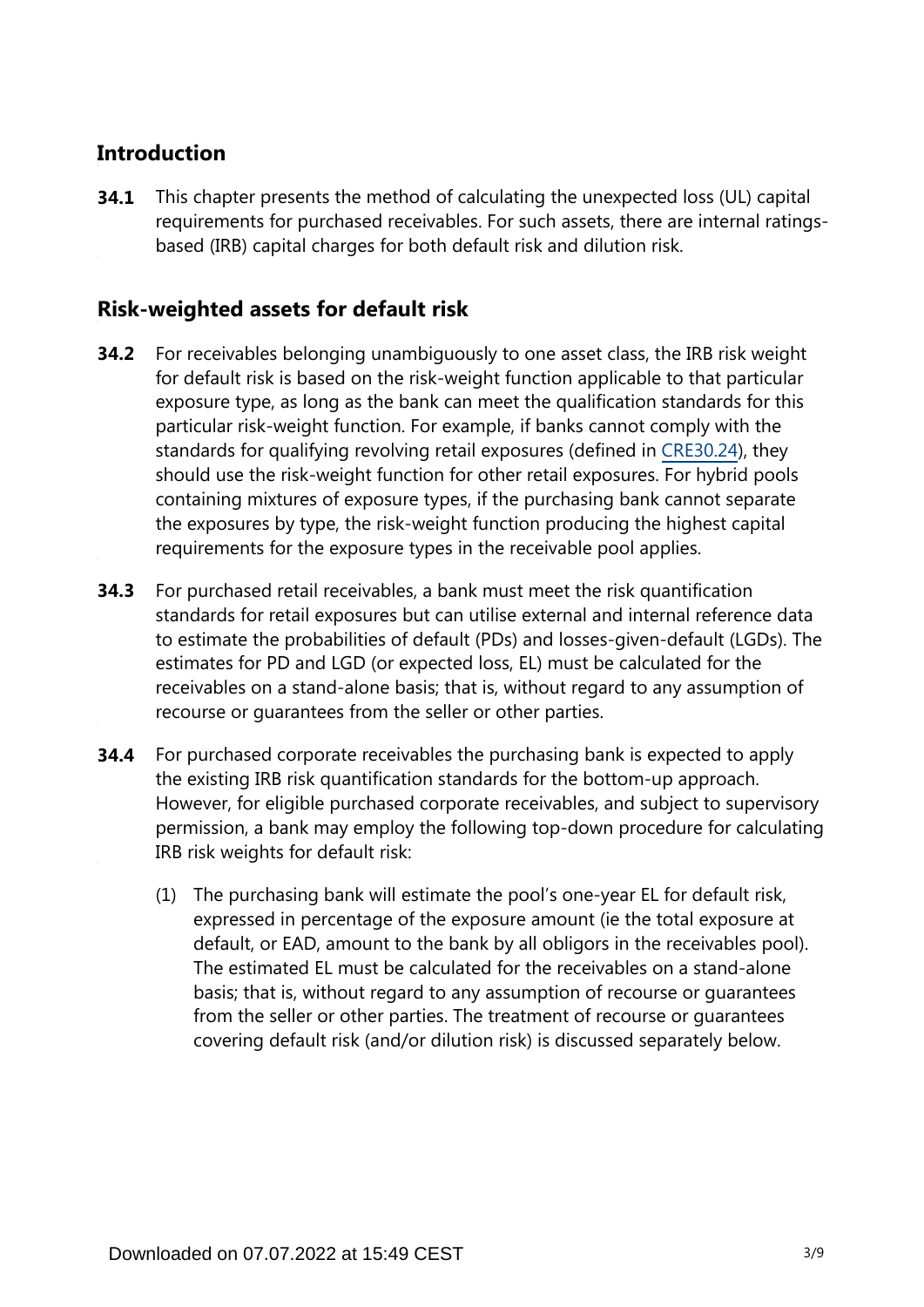## Introduction

**34.1** This chapter presents the method of calculating the unexpected loss (UL) capital requirements for purchased receivables. For such assets, there are internal ratings-based (IRB) capital charges for both default risk and dilution risk.

## Risk-weighted assets for default risk

**34.2** For receivables belonging unambiguously to one asset class, the IRB risk weight for default risk is based on the risk-weight function applicable to that particular exposure type, as long as the bank can meet the qualification standards for this particular risk-weight function. For example, if banks cannot comply with the standards for qualifying revolving retail exposures (defined in CRE30.24), they should use the risk-weight function for other retail exposures. For hybrid pools containing mixtures of exposure types, if the purchasing bank cannot separate the exposures by type, the risk-weight function producing the highest capital requirements for the exposure types in the receivable pool applies.

**34.3** For purchased retail receivables, a bank must meet the risk quantification standards for retail exposures but can utilise external and internal reference data to estimate the probabilities of default (PDs) and losses-given-default (LGDs). The estimates for PD and LGD (or expected loss, EL) must be calculated for the receivables on a stand-alone basis; that is, without regard to any assumption of recourse or guarantees from the seller or other parties.

**34.4** For purchased corporate receivables the purchasing bank is expected to apply the existing IRB risk quantification standards for the bottom-up approach. However, for eligible purchased corporate receivables, and subject to supervisory permission, a bank may employ the following top-down procedure for calculating IRB risk weights for default risk:

(1) The purchasing bank will estimate the pool's one-year EL for default risk, expressed in percentage of the exposure amount (ie the total exposure at default, or EAD, amount to the bank by all obligors in the receivables pool). The estimated EL must be calculated for the receivables on a stand-alone basis; that is, without regard to any assumption of recourse or guarantees from the seller or other parties. The treatment of recourse or guarantees covering default risk (and/or dilution risk) is discussed separately below.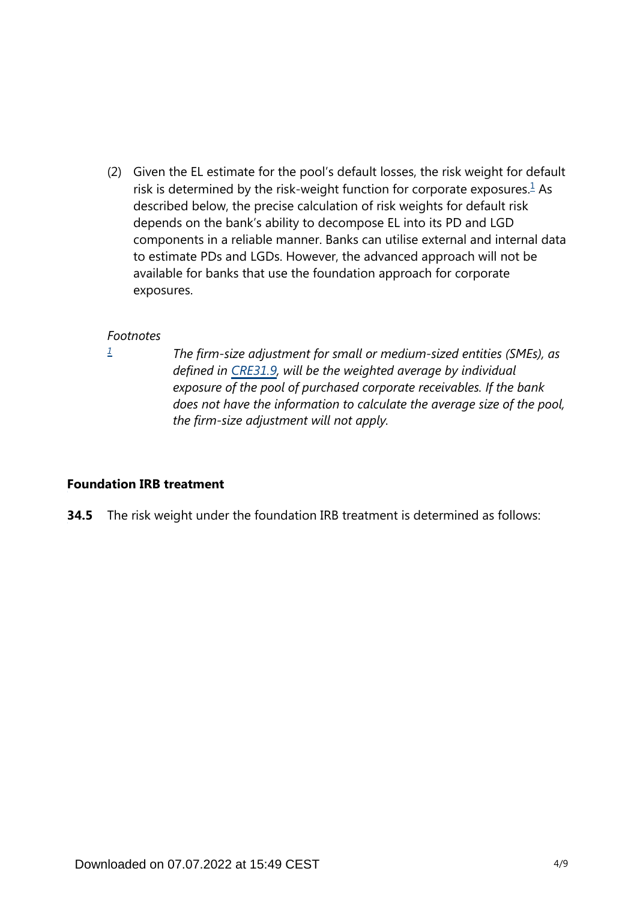(2) Given the EL estimate for the pool's default losses, the risk weight for default risk is determined by the risk-weight function for corporate exposures.[1] As described below, the precise calculation of risk weights for default risk depends on the bank's ability to decompose EL into its PD and LGD components in a reliable manner. Banks can utilise external and internal data to estimate PDs and LGDs. However, the advanced approach will not be available for banks that use the foundation approach for corporate exposures.

*Footnotes*

[1] *The firm-size adjustment for small or medium-sized entities (SMEs), as defined in CRE31.9, will be the weighted average by individual exposure of the pool of purchased corporate receivables. If the bank does not have the information to calculate the average size of the pool, the firm-size adjustment will not apply.*

**Foundation IRB treatment**

**34.5** The risk weight under the foundation IRB treatment is determined as follows: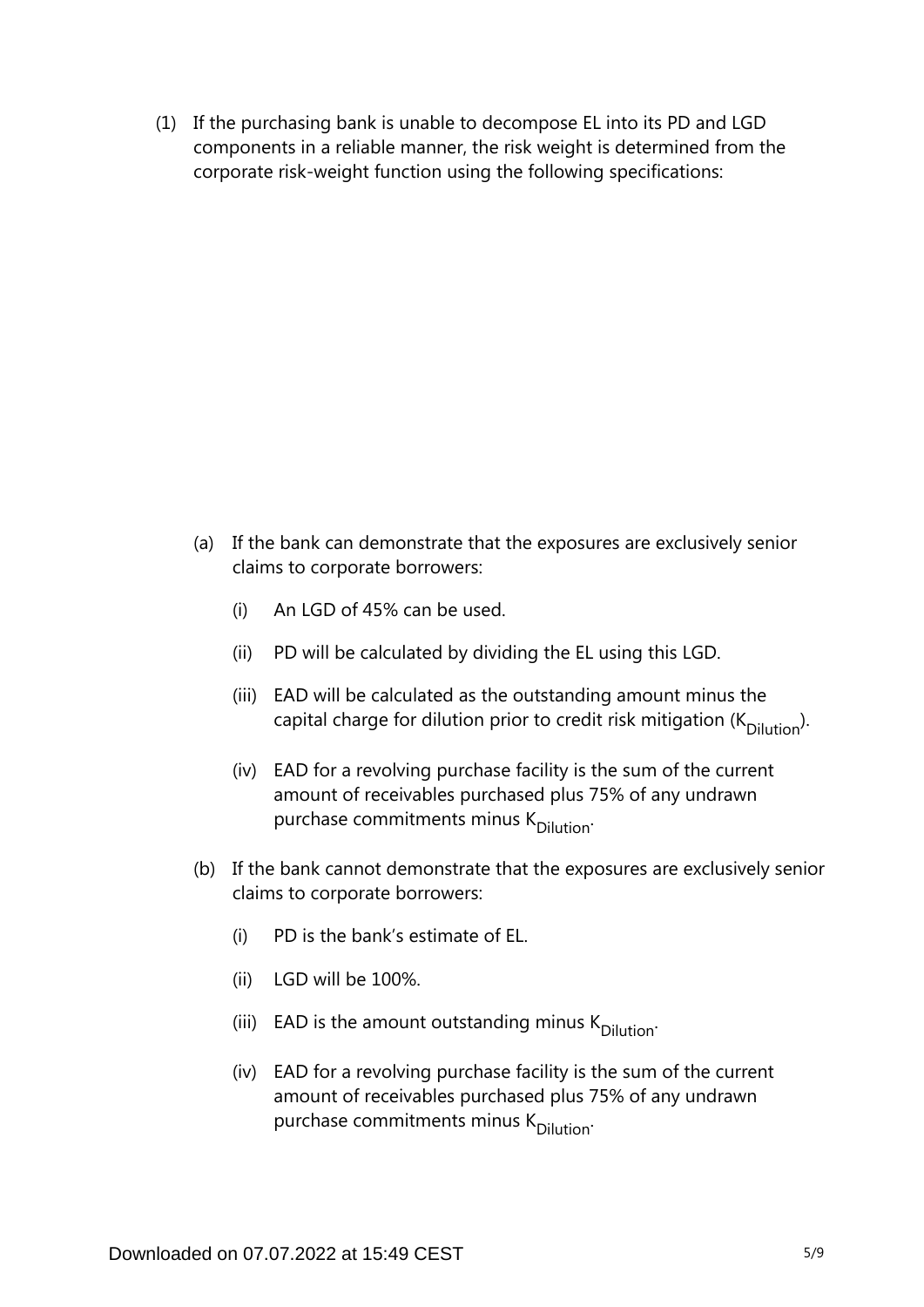(1) If the purchasing bank is unable to decompose EL into its PD and LGD components in a reliable manner, the risk weight is determined from the corporate risk-weight function using the following specifications:

(a) If the bank can demonstrate that the exposures are exclusively senior claims to corporate borrowers:

(i) An LGD of 45% can be used.

(ii) PD will be calculated by dividing the EL using this LGD.

(iii) EAD will be calculated as the outstanding amount minus the capital charge for dilution prior to credit risk mitigation ($K_{Dilution}$).

(iv) EAD for a revolving purchase facility is the sum of the current amount of receivables purchased plus 75% of any undrawn purchase commitments minus $K_{Dilution}$.

(b) If the bank cannot demonstrate that the exposures are exclusively senior claims to corporate borrowers:

(i) PD is the bank's estimate of EL.

(ii) LGD will be 100%.

(iii) EAD is the amount outstanding minus $K_{Dilution}$.

(iv) EAD for a revolving purchase facility is the sum of the current amount of receivables purchased plus 75% of any undrawn purchase commitments minus $K_{Dilution}$.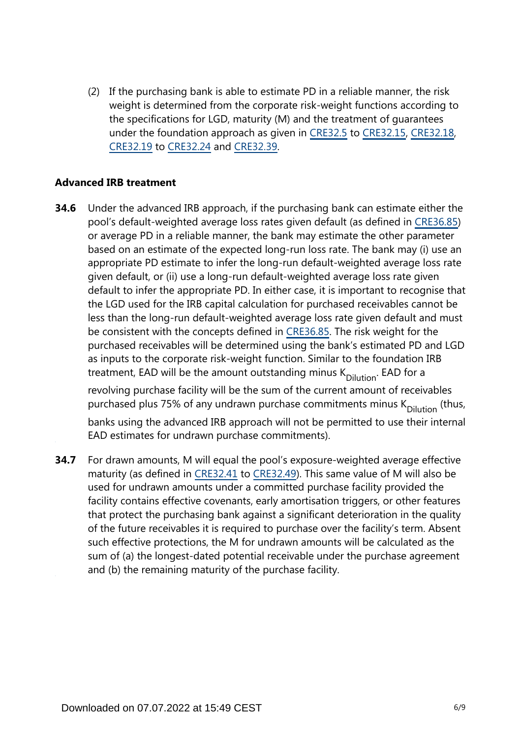(2) If the purchasing bank is able to estimate PD in a reliable manner, the risk weight is determined from the corporate risk-weight functions according to the specifications for LGD, maturity (M) and the treatment of guarantees under the foundation approach as given in CRE32.5 to CRE32.15, CRE32.18, CRE32.19 to CRE32.24 and CRE32.39.

**Advanced IRB treatment**

**34.6** Under the advanced IRB approach, if the purchasing bank can estimate either the pool's default-weighted average loss rates given default (as defined in CRE36.85) or average PD in a reliable manner, the bank may estimate the other parameter based on an estimate of the expected long-run loss rate. The bank may (i) use an appropriate PD estimate to infer the long-run default-weighted average loss rate given default, or (ii) use a long-run default-weighted average loss rate given default to infer the appropriate PD. In either case, it is important to recognise that the LGD used for the IRB capital calculation for purchased receivables cannot be less than the long-run default-weighted average loss rate given default and must be consistent with the concepts defined in CRE36.85. The risk weight for the purchased receivables will be determined using the bank's estimated PD and LGD as inputs to the corporate risk-weight function. Similar to the foundation IRB treatment, EAD will be the amount outstanding minus $K_{Dilution}$. EAD for a revolving purchase facility will be the sum of the current amount of receivables purchased plus 75% of any undrawn purchase commitments minus $K_{Dilution}$ (thus, banks using the advanced IRB approach will not be permitted to use their internal EAD estimates for undrawn purchase commitments).

**34.7** For drawn amounts, M will equal the pool's exposure-weighted average effective maturity (as defined in CRE32.41 to CRE32.49). This same value of M will also be used for undrawn amounts under a committed purchase facility provided the facility contains effective covenants, early amortisation triggers, or other features that protect the purchasing bank against a significant deterioration in the quality of the future receivables it is required to purchase over the facility's term. Absent such effective protections, the M for undrawn amounts will be calculated as the sum of (a) the longest-dated potential receivable under the purchase agreement and (b) the remaining maturity of the purchase facility.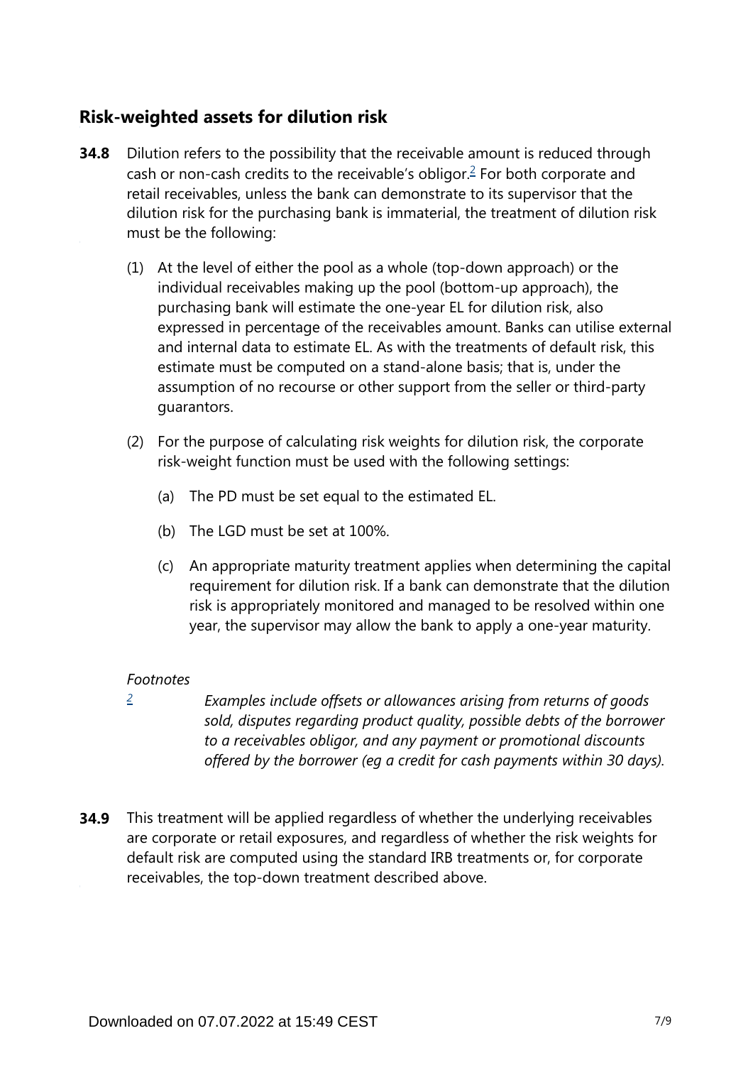## Risk-weighted assets for dilution risk

**34.8** Dilution refers to the possibility that the receivable amount is reduced through cash or non-cash credits to the receivable's obligor.[2] For both corporate and retail receivables, unless the bank can demonstrate to its supervisor that the dilution risk for the purchasing bank is immaterial, the treatment of dilution risk must be the following:

(1) At the level of either the pool as a whole (top-down approach) or the individual receivables making up the pool (bottom-up approach), the purchasing bank will estimate the one-year EL for dilution risk, also expressed in percentage of the receivables amount. Banks can utilise external and internal data to estimate EL. As with the treatments of default risk, this estimate must be computed on a stand-alone basis; that is, under the assumption of no recourse or other support from the seller or third-party guarantors.

(2) For the purpose of calculating risk weights for dilution risk, the corporate risk-weight function must be used with the following settings:

(a) The PD must be set equal to the estimated EL.

(b) The LGD must be set at 100%.

(c) An appropriate maturity treatment applies when determining the capital requirement for dilution risk. If a bank can demonstrate that the dilution risk is appropriately monitored and managed to be resolved within one year, the supervisor may allow the bank to apply a one-year maturity.

*Footnotes*

[2] *Examples include offsets or allowances arising from returns of goods sold, disputes regarding product quality, possible debts of the borrower to a receivables obligor, and any payment or promotional discounts offered by the borrower (eg a credit for cash payments within 30 days).*

**34.9** This treatment will be applied regardless of whether the underlying receivables are corporate or retail exposures, and regardless of whether the risk weights for default risk are computed using the standard IRB treatments or, for corporate receivables, the top-down treatment described above.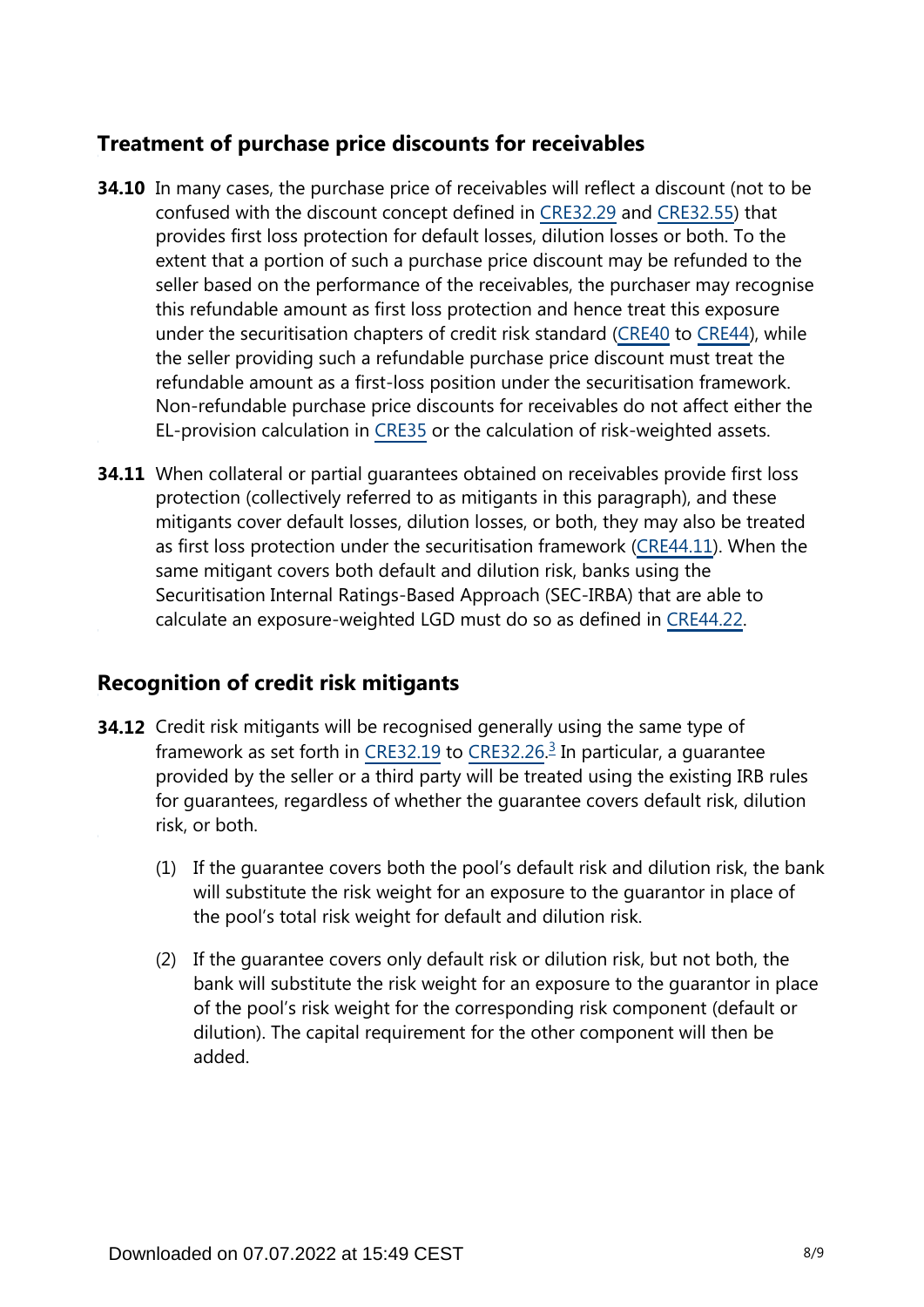## Treatment of purchase price discounts for receivables

**34.10** In many cases, the purchase price of receivables will reflect a discount (not to be confused with the discount concept defined in CRE32.29 and CRE32.55) that provides first loss protection for default losses, dilution losses or both. To the extent that a portion of such a purchase price discount may be refunded to the seller based on the performance of the receivables, the purchaser may recognise this refundable amount as first loss protection and hence treat this exposure under the securitisation chapters of credit risk standard (CRE40 to CRE44), while the seller providing such a refundable purchase price discount must treat the refundable amount as a first-loss position under the securitisation framework. Non-refundable purchase price discounts for receivables do not affect either the EL-provision calculation in CRE35 or the calculation of risk-weighted assets.

**34.11** When collateral or partial guarantees obtained on receivables provide first loss protection (collectively referred to as mitigants in this paragraph), and these mitigants cover default losses, dilution losses, or both, they may also be treated as first loss protection under the securitisation framework (CRE44.11). When the same mitigant covers both default and dilution risk, banks using the Securitisation Internal Ratings-Based Approach (SEC-IRBA) that are able to calculate an exposure-weighted LGD must do so as defined in CRE44.22.

## Recognition of credit risk mitigants

**34.12** Credit risk mitigants will be recognised generally using the same type of framework as set forth in CRE32.19 to CRE32.26.[3] In particular, a guarantee provided by the seller or a third party will be treated using the existing IRB rules for guarantees, regardless of whether the guarantee covers default risk, dilution risk, or both.

(1) If the guarantee covers both the pool's default risk and dilution risk, the bank will substitute the risk weight for an exposure to the guarantor in place of the pool's total risk weight for default and dilution risk.

(2) If the guarantee covers only default risk or dilution risk, but not both, the bank will substitute the risk weight for an exposure to the guarantor in place of the pool's risk weight for the corresponding risk component (default or dilution). The capital requirement for the other component will then be added.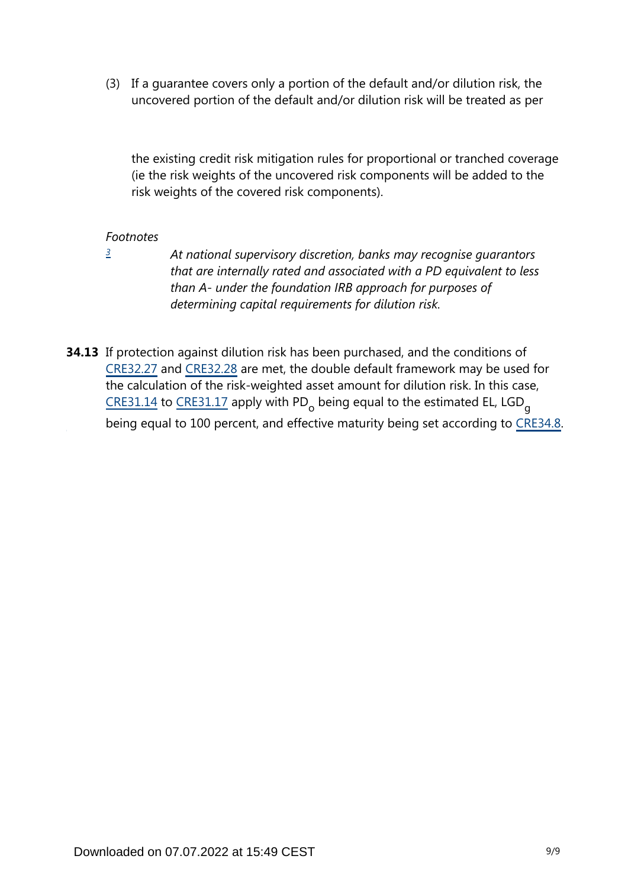(3) If a guarantee covers only a portion of the default and/or dilution risk, the uncovered portion of the default and/or dilution risk will be treated as per the existing credit risk mitigation rules for proportional or tranched coverage (ie the risk weights of the uncovered risk components will be added to the risk weights of the covered risk components).

*Footnotes*

[3] *At national supervisory discretion, banks may recognise guarantors that are internally rated and associated with a PD equivalent to less than A- under the foundation IRB approach for purposes of determining capital requirements for dilution risk.*

**34.13** If protection against dilution risk has been purchased, and the conditions of CRE32.27 and CRE32.28 are met, the double default framework may be used for the calculation of the risk-weighted asset amount for dilution risk. In this case, CRE31.14 to CRE31.17 apply with $PD_o$ being equal to the estimated EL, $LGD_g$ being equal to 100 percent, and effective maturity being set according to CRE34.8.